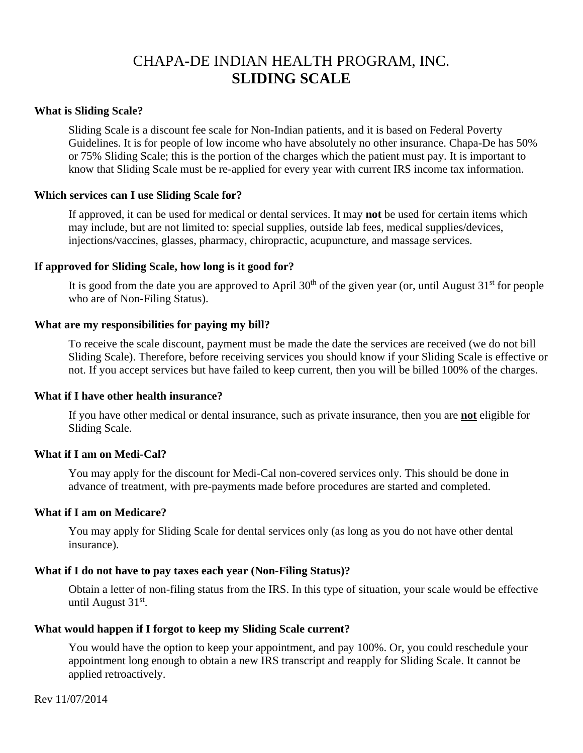# CHAPA-DE INDIAN HEALTH PROGRAM, INC.
# SLIDING SCALE

**What is Sliding Scale?**

Sliding Scale is a discount fee scale for Non-Indian patients, and it is based on Federal Poverty Guidelines. It is for people of low income who have absolutely no other insurance. Chapa-De has 50% or 75% Sliding Scale; this is the portion of the charges which the patient must pay. It is important to know that Sliding Scale must be re-applied for every year with current IRS income tax information.

**Which services can I use Sliding Scale for?**

If approved, it can be used for medical or dental services. It may **not** be used for certain items which may include, but are not limited to: special supplies, outside lab fees, medical supplies/devices, injections/vaccines, glasses, pharmacy, chiropractic, acupuncture, and massage services.

**If approved for Sliding Scale, how long is it good for?**

It is good from the date you are approved to April 30th of the given year (or, until August 31st for people who are of Non-Filing Status).

**What are my responsibilities for paying my bill?**

To receive the scale discount, payment must be made the date the services are received (we do not bill Sliding Scale). Therefore, before receiving services you should know if your Sliding Scale is effective or not. If you accept services but have failed to keep current, then you will be billed 100% of the charges.

**What if I have other health insurance?**

If you have other medical or dental insurance, such as private insurance, then you are **not** eligible for Sliding Scale.

**What if I am on Medi-Cal?**

You may apply for the discount for Medi-Cal non-covered services only. This should be done in advance of treatment, with pre-payments made before procedures are started and completed.

**What if I am on Medicare?**

You may apply for Sliding Scale for dental services only (as long as you do not have other dental insurance).

**What if I do not have to pay taxes each year (Non-Filing Status)?**

Obtain a letter of non-filing status from the IRS. In this type of situation, your scale would be effective until August 31st.

**What would happen if I forgot to keep my Sliding Scale current?**

You would have the option to keep your appointment, and pay 100%. Or, you could reschedule your appointment long enough to obtain a new IRS transcript and reapply for Sliding Scale. It cannot be applied retroactively.

Rev 11/07/2014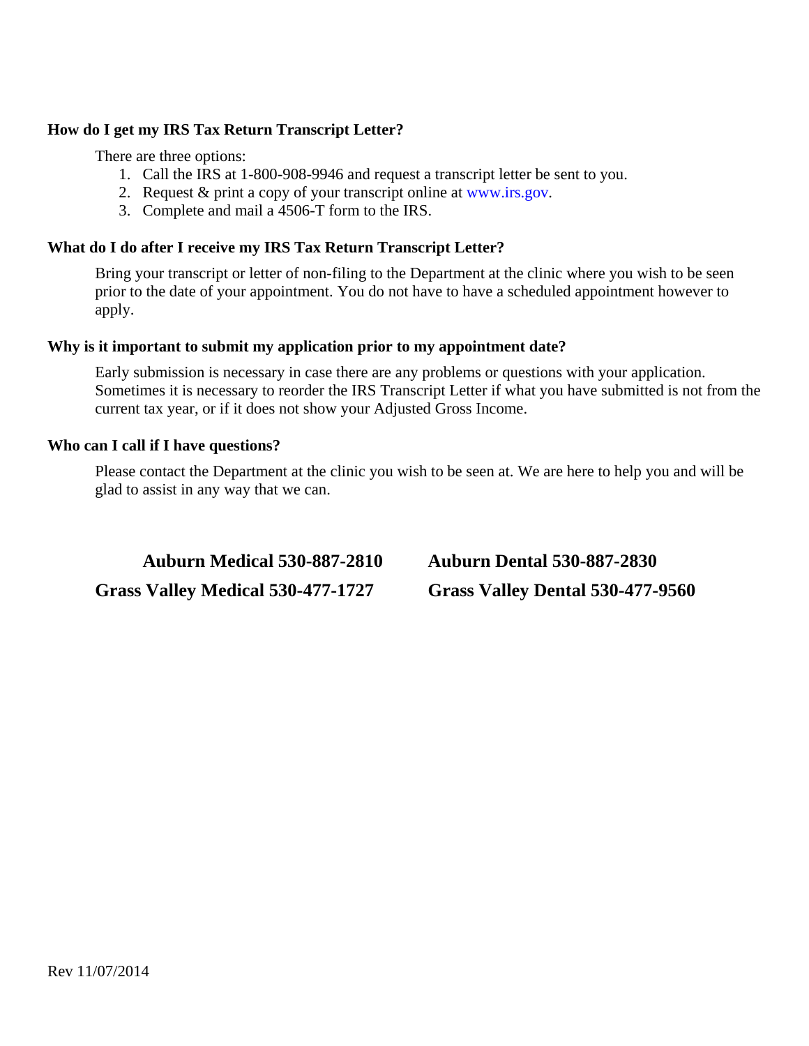**How do I get my IRS Tax Return Transcript Letter?**

There are three options:

1. Call the IRS at 1-800-908-9946 and request a transcript letter be sent to you.
2. Request & print a copy of your transcript online at www.irs.gov.
3. Complete and mail a 4506-T form to the IRS.

**What do I do after I receive my IRS Tax Return Transcript Letter?**

Bring your transcript or letter of non-filing to the Department at the clinic where you wish to be seen prior to the date of your appointment. You do not have to have a scheduled appointment however to apply.

**Why is it important to submit my application prior to my appointment date?**

Early submission is necessary in case there are any problems or questions with your application. Sometimes it is necessary to reorder the IRS Transcript Letter if what you have submitted is not from the current tax year, or if it does not show your Adjusted Gross Income.

**Who can I call if I have questions?**

Please contact the Department at the clinic you wish to be seen at. We are here to help you and will be glad to assist in any way that we can.

**Auburn Medical 530-887-2810**

**Auburn Dental 530-887-2830**

**Grass Valley Medical 530-477-1727**

**Grass Valley Dental 530-477-9560**

Rev 11/07/2014